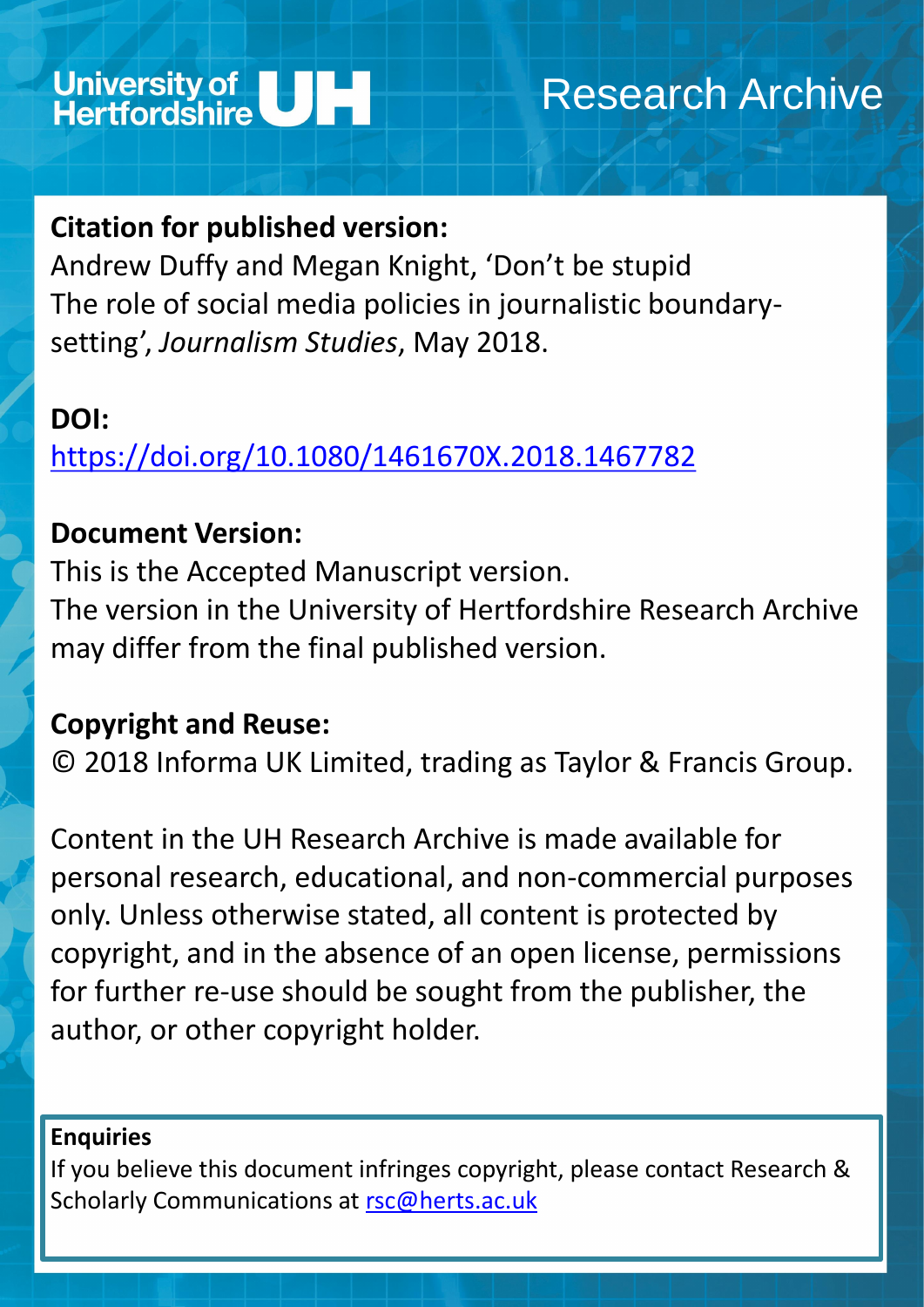University of Hertfordshire UH

# Research Archive

**Citation for published version:**
Andrew Duffy and Megan Knight, 'Don't be stupid
The role of social media policies in journalistic boundary-setting', *Journalism Studies*, May 2018.

**DOI:**
https://doi.org/10.1080/1461670X.2018.1467782

**Document Version:**
This is the Accepted Manuscript version.
The version in the University of Hertfordshire Research Archive may differ from the final published version.

**Copyright and Reuse:**
© 2018 Informa UK Limited, trading as Taylor & Francis Group.

Content in the UH Research Archive is made available for personal research, educational, and non-commercial purposes only. Unless otherwise stated, all content is protected by copyright, and in the absence of an open license, permissions for further re-use should be sought from the publisher, the author, or other copyright holder.

**Enquiries**
If you believe this document infringes copyright, please contact Research & Scholarly Communications at rsc@herts.ac.uk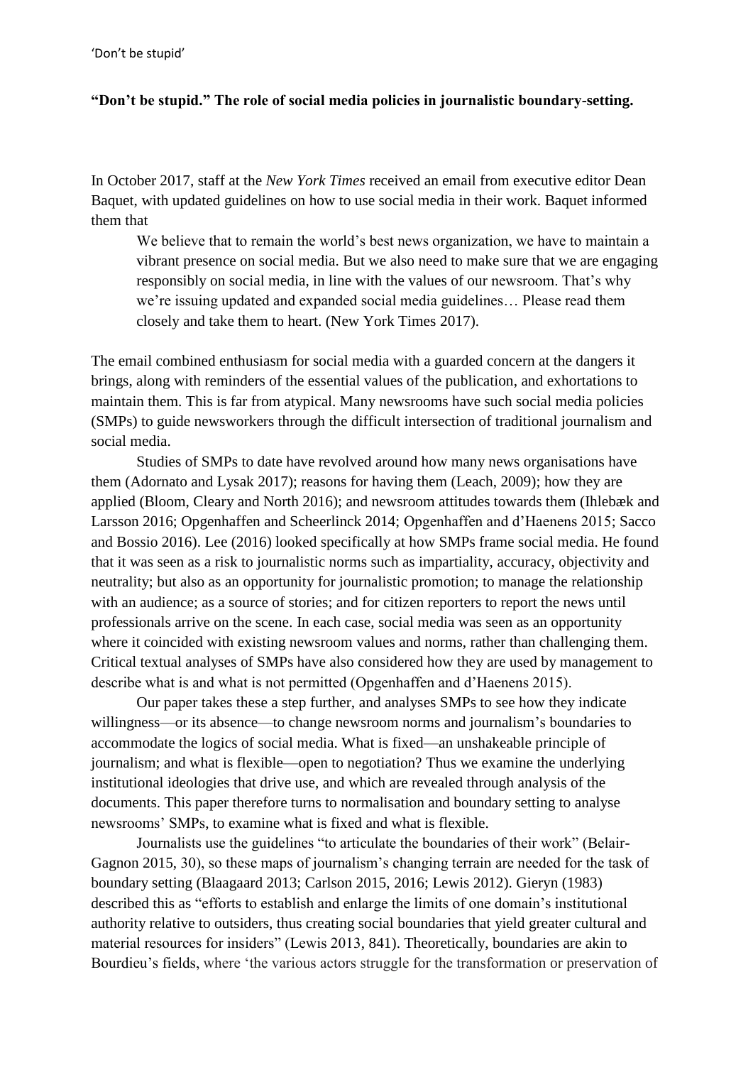**"Don't be stupid." The role of social media policies in journalistic boundary-setting.**

In October 2017, staff at the *New York Times* received an email from executive editor Dean Baquet, with updated guidelines on how to use social media in their work. Baquet informed them that

> We believe that to remain the world's best news organization, we have to maintain a vibrant presence on social media. But we also need to make sure that we are engaging responsibly on social media, in line with the values of our newsroom. That's why we're issuing updated and expanded social media guidelines… Please read them closely and take them to heart. (New York Times 2017).

The email combined enthusiasm for social media with a guarded concern at the dangers it brings, along with reminders of the essential values of the publication, and exhortations to maintain them. This is far from atypical. Many newsrooms have such social media policies (SMPs) to guide newsworkers through the difficult intersection of traditional journalism and social media.

Studies of SMPs to date have revolved around how many news organisations have them (Adornato and Lysak 2017); reasons for having them (Leach, 2009); how they are applied (Bloom, Cleary and North 2016); and newsroom attitudes towards them (Ihlebæk and Larsson 2016; Opgenhaffen and Scheerlinck 2014; Opgenhaffen and d'Haenens 2015; Sacco and Bossio 2016). Lee (2016) looked specifically at how SMPs frame social media. He found that it was seen as a risk to journalistic norms such as impartiality, accuracy, objectivity and neutrality; but also as an opportunity for journalistic promotion; to manage the relationship with an audience; as a source of stories; and for citizen reporters to report the news until professionals arrive on the scene. In each case, social media was seen as an opportunity where it coincided with existing newsroom values and norms, rather than challenging them. Critical textual analyses of SMPs have also considered how they are used by management to describe what is and what is not permitted (Opgenhaffen and d'Haenens 2015).

Our paper takes these a step further, and analyses SMPs to see how they indicate willingness—or its absence—to change newsroom norms and journalism's boundaries to accommodate the logics of social media. What is fixed—an unshakeable principle of journalism; and what is flexible—open to negotiation? Thus we examine the underlying institutional ideologies that drive use, and which are revealed through analysis of the documents. This paper therefore turns to normalisation and boundary setting to analyse newsrooms' SMPs, to examine what is fixed and what is flexible.

Journalists use the guidelines "to articulate the boundaries of their work" (Belair-Gagnon 2015, 30), so these maps of journalism's changing terrain are needed for the task of boundary setting (Blaagaard 2013; Carlson 2015, 2016; Lewis 2012). Gieryn (1983) described this as "efforts to establish and enlarge the limits of one domain's institutional authority relative to outsiders, thus creating social boundaries that yield greater cultural and material resources for insiders" (Lewis 2013, 841). Theoretically, boundaries are akin to Bourdieu's fields, where 'the various actors struggle for the transformation or preservation of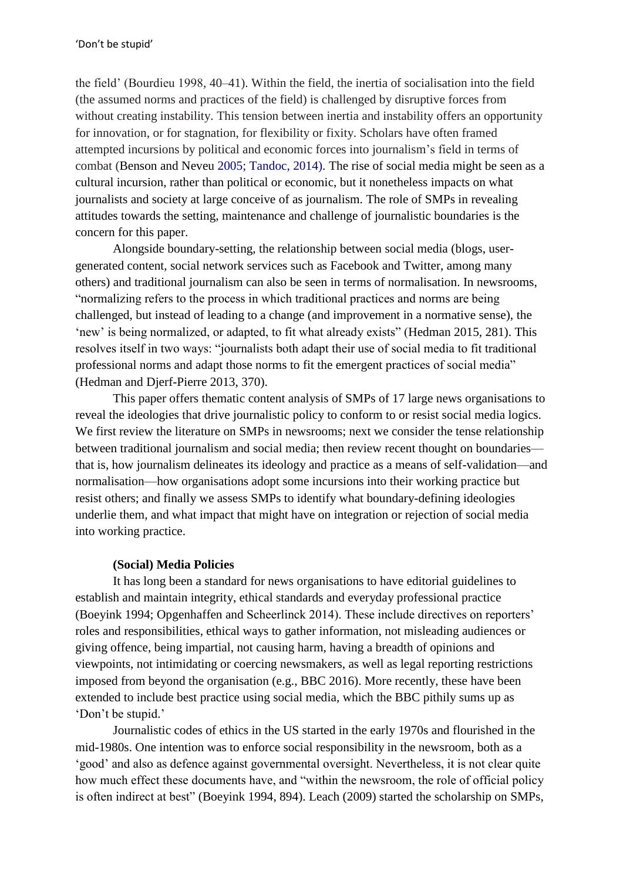the field' (Bourdieu 1998, 40–41). Within the field, the inertia of socialisation into the field (the assumed norms and practices of the field) is challenged by disruptive forces from without creating instability. This tension between inertia and instability offers an opportunity for innovation, or for stagnation, for flexibility or fixity. Scholars have often framed attempted incursions by political and economic forces into journalism's field in terms of combat (Benson and Neveu 2005; Tandoc, 2014). The rise of social media might be seen as a cultural incursion, rather than political or economic, but it nonetheless impacts on what journalists and society at large conceive of as journalism. The role of SMPs in revealing attitudes towards the setting, maintenance and challenge of journalistic boundaries is the concern for this paper.

Alongside boundary-setting, the relationship between social media (blogs, user-generated content, social network services such as Facebook and Twitter, among many others) and traditional journalism can also be seen in terms of normalisation. In newsrooms, "normalizing refers to the process in which traditional practices and norms are being challenged, but instead of leading to a change (and improvement in a normative sense), the 'new' is being normalized, or adapted, to fit what already exists" (Hedman 2015, 281). This resolves itself in two ways: "journalists both adapt their use of social media to fit traditional professional norms and adapt those norms to fit the emergent practices of social media" (Hedman and Djerf-Pierre 2013, 370).

This paper offers thematic content analysis of SMPs of 17 large news organisations to reveal the ideologies that drive journalistic policy to conform to or resist social media logics. We first review the literature on SMPs in newsrooms; next we consider the tense relationship between traditional journalism and social media; then review recent thought on boundaries—that is, how journalism delineates its ideology and practice as a means of self-validation—and normalisation—how organisations adopt some incursions into their working practice but resist others; and finally we assess SMPs to identify what boundary-defining ideologies underlie them, and what impact that might have on integration or rejection of social media into working practice.

**(Social) Media Policies**

It has long been a standard for news organisations to have editorial guidelines to establish and maintain integrity, ethical standards and everyday professional practice (Boeyink 1994; Opgenhaffen and Scheerlinck 2014). These include directives on reporters' roles and responsibilities, ethical ways to gather information, not misleading audiences or giving offence, being impartial, not causing harm, having a breadth of opinions and viewpoints, not intimidating or coercing newsmakers, as well as legal reporting restrictions imposed from beyond the organisation (e.g., BBC 2016). More recently, these have been extended to include best practice using social media, which the BBC pithily sums up as 'Don't be stupid.'

Journalistic codes of ethics in the US started in the early 1970s and flourished in the mid-1980s. One intention was to enforce social responsibility in the newsroom, both as a 'good' and also as defence against governmental oversight. Nevertheless, it is not clear quite how much effect these documents have, and "within the newsroom, the role of official policy is often indirect at best" (Boeyink 1994, 894). Leach (2009) started the scholarship on SMPs,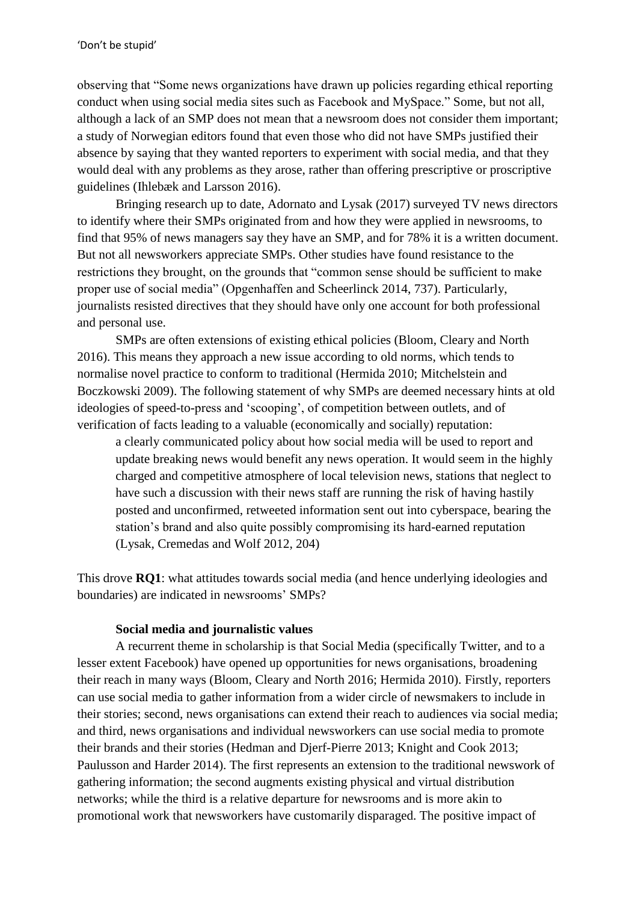observing that "Some news organizations have drawn up policies regarding ethical reporting conduct when using social media sites such as Facebook and MySpace." Some, but not all, although a lack of an SMP does not mean that a newsroom does not consider them important; a study of Norwegian editors found that even those who did not have SMPs justified their absence by saying that they wanted reporters to experiment with social media, and that they would deal with any problems as they arose, rather than offering prescriptive or proscriptive guidelines (Ihlebæk and Larsson 2016).

Bringing research up to date, Adornato and Lysak (2017) surveyed TV news directors to identify where their SMPs originated from and how they were applied in newsrooms, to find that 95% of news managers say they have an SMP, and for 78% it is a written document. But not all newsworkers appreciate SMPs. Other studies have found resistance to the restrictions they brought, on the grounds that "common sense should be sufficient to make proper use of social media" (Opgenhaffen and Scheerlinck 2014, 737). Particularly, journalists resisted directives that they should have only one account for both professional and personal use.

SMPs are often extensions of existing ethical policies (Bloom, Cleary and North 2016). This means they approach a new issue according to old norms, which tends to normalise novel practice to conform to traditional (Hermida 2010; Mitchelstein and Boczkowski 2009). The following statement of why SMPs are deemed necessary hints at old ideologies of speed-to-press and 'scooping', of competition between outlets, and of verification of facts leading to a valuable (economically and socially) reputation:

> a clearly communicated policy about how social media will be used to report and update breaking news would benefit any news operation. It would seem in the highly charged and competitive atmosphere of local television news, stations that neglect to have such a discussion with their news staff are running the risk of having hastily posted and unconfirmed, retweeted information sent out into cyberspace, bearing the station's brand and also quite possibly compromising its hard-earned reputation (Lysak, Cremedas and Wolf 2012, 204)

This drove **RQ1**: what attitudes towards social media (and hence underlying ideologies and boundaries) are indicated in newsrooms' SMPs?

### Social media and journalistic values

A recurrent theme in scholarship is that Social Media (specifically Twitter, and to a lesser extent Facebook) have opened up opportunities for news organisations, broadening their reach in many ways (Bloom, Cleary and North 2016; Hermida 2010). Firstly, reporters can use social media to gather information from a wider circle of newsmakers to include in their stories; second, news organisations can extend their reach to audiences via social media; and third, news organisations and individual newsworkers can use social media to promote their brands and their stories (Hedman and Djerf-Pierre 2013; Knight and Cook 2013; Paulusson and Harder 2014). The first represents an extension to the traditional newswork of gathering information; the second augments existing physical and virtual distribution networks; while the third is a relative departure for newsrooms and is more akin to promotional work that newsworkers have customarily disparaged. The positive impact of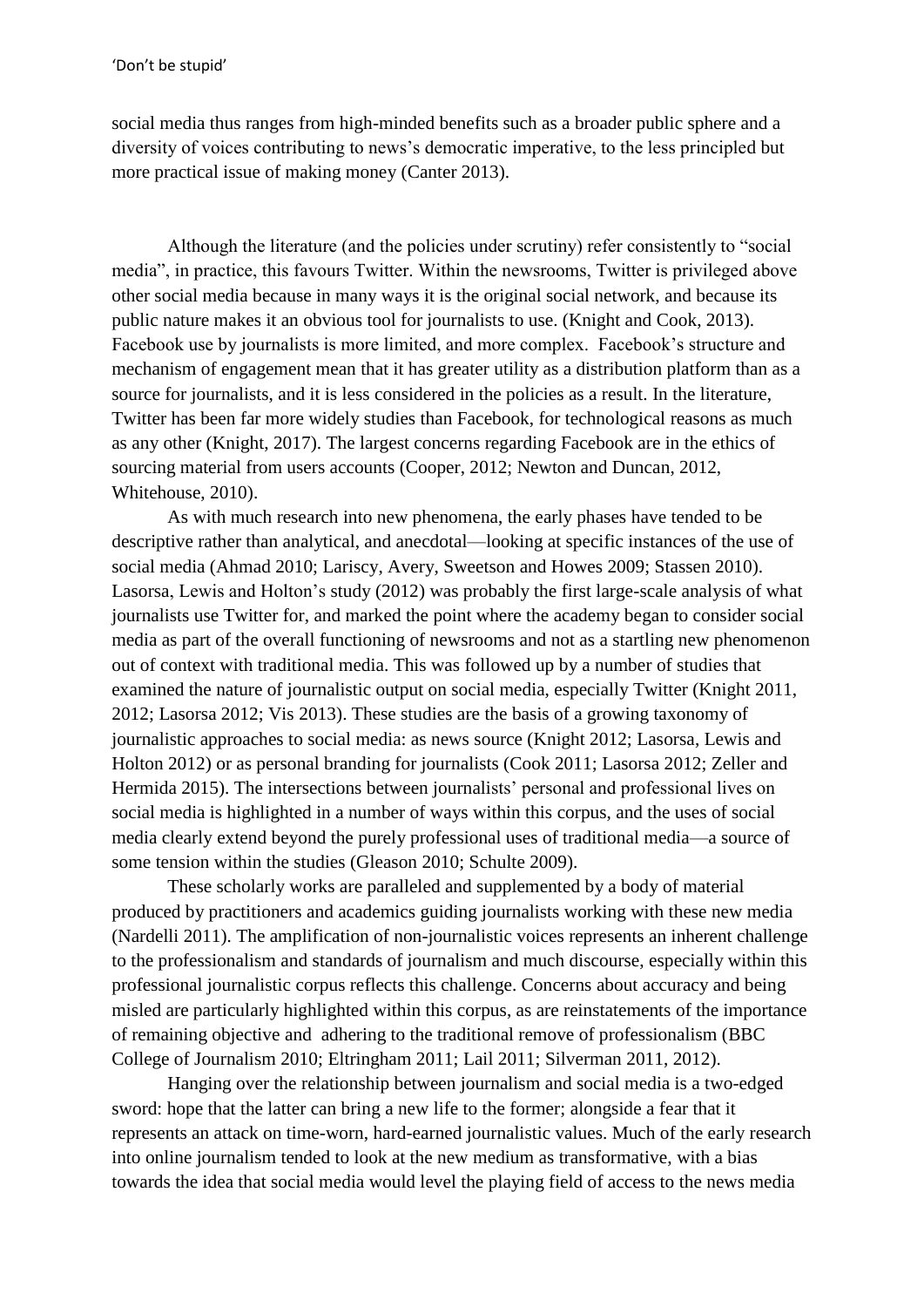social media thus ranges from high-minded benefits such as a broader public sphere and a diversity of voices contributing to news's democratic imperative, to the less principled but more practical issue of making money (Canter 2013).

Although the literature (and the policies under scrutiny) refer consistently to "social media", in practice, this favours Twitter. Within the newsrooms, Twitter is privileged above other social media because in many ways it is the original social network, and because its public nature makes it an obvious tool for journalists to use. (Knight and Cook, 2013). Facebook use by journalists is more limited, and more complex. Facebook's structure and mechanism of engagement mean that it has greater utility as a distribution platform than as a source for journalists, and it is less considered in the policies as a result. In the literature, Twitter has been far more widely studies than Facebook, for technological reasons as much as any other (Knight, 2017). The largest concerns regarding Facebook are in the ethics of sourcing material from users accounts (Cooper, 2012; Newton and Duncan, 2012, Whitehouse, 2010).

As with much research into new phenomena, the early phases have tended to be descriptive rather than analytical, and anecdotal—looking at specific instances of the use of social media (Ahmad 2010; Lariscy, Avery, Sweetson and Howes 2009; Stassen 2010). Lasorsa, Lewis and Holton's study (2012) was probably the first large-scale analysis of what journalists use Twitter for, and marked the point where the academy began to consider social media as part of the overall functioning of newsrooms and not as a startling new phenomenon out of context with traditional media. This was followed up by a number of studies that examined the nature of journalistic output on social media, especially Twitter (Knight 2011, 2012; Lasorsa 2012; Vis 2013). These studies are the basis of a growing taxonomy of journalistic approaches to social media: as news source (Knight 2012; Lasorsa, Lewis and Holton 2012) or as personal branding for journalists (Cook 2011; Lasorsa 2012; Zeller and Hermida 2015). The intersections between journalists' personal and professional lives on social media is highlighted in a number of ways within this corpus, and the uses of social media clearly extend beyond the purely professional uses of traditional media—a source of some tension within the studies (Gleason 2010; Schulte 2009).

These scholarly works are paralleled and supplemented by a body of material produced by practitioners and academics guiding journalists working with these new media (Nardelli 2011). The amplification of non-journalistic voices represents an inherent challenge to the professionalism and standards of journalism and much discourse, especially within this professional journalistic corpus reflects this challenge. Concerns about accuracy and being misled are particularly highlighted within this corpus, as are reinstatements of the importance of remaining objective and adhering to the traditional remove of professionalism (BBC College of Journalism 2010; Eltringham 2011; Lail 2011; Silverman 2011, 2012).

Hanging over the relationship between journalism and social media is a two-edged sword: hope that the latter can bring a new life to the former; alongside a fear that it represents an attack on time-worn, hard-earned journalistic values. Much of the early research into online journalism tended to look at the new medium as transformative, with a bias towards the idea that social media would level the playing field of access to the news media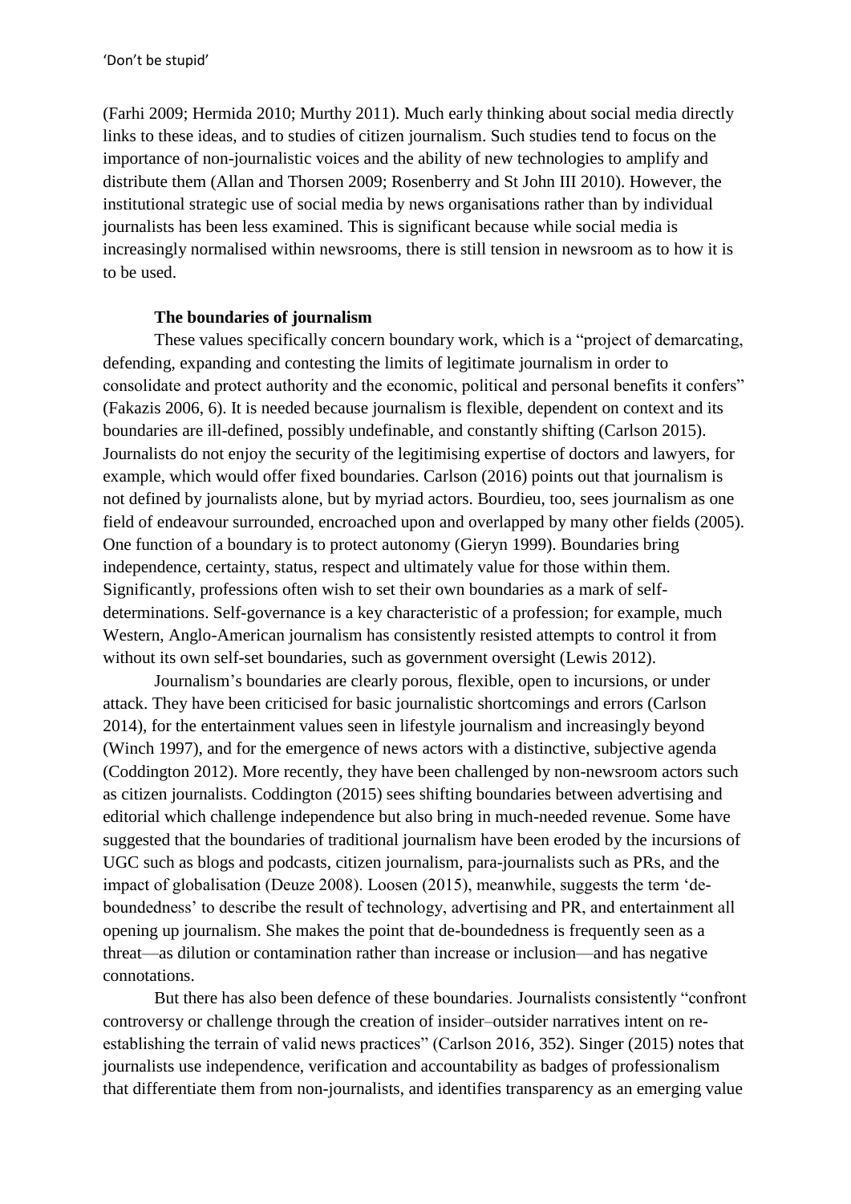(Farhi 2009; Hermida 2010; Murthy 2011). Much early thinking about social media directly links to these ideas, and to studies of citizen journalism. Such studies tend to focus on the importance of non-journalistic voices and the ability of new technologies to amplify and distribute them (Allan and Thorsen 2009; Rosenberry and St John III 2010). However, the institutional strategic use of social media by news organisations rather than by individual journalists has been less examined. This is significant because while social media is increasingly normalised within newsrooms, there is still tension in newsroom as to how it is to be used.

### The boundaries of journalism

These values specifically concern boundary work, which is a "project of demarcating, defending, expanding and contesting the limits of legitimate journalism in order to consolidate and protect authority and the economic, political and personal benefits it confers" (Fakazis 2006, 6). It is needed because journalism is flexible, dependent on context and its boundaries are ill-defined, possibly undefinable, and constantly shifting (Carlson 2015). Journalists do not enjoy the security of the legitimising expertise of doctors and lawyers, for example, which would offer fixed boundaries. Carlson (2016) points out that journalism is not defined by journalists alone, but by myriad actors. Bourdieu, too, sees journalism as one field of endeavour surrounded, encroached upon and overlapped by many other fields (2005). One function of a boundary is to protect autonomy (Gieryn 1999). Boundaries bring independence, certainty, status, respect and ultimately value for those within them. Significantly, professions often wish to set their own boundaries as a mark of self-determinations. Self-governance is a key characteristic of a profession; for example, much Western, Anglo-American journalism has consistently resisted attempts to control it from without its own self-set boundaries, such as government oversight (Lewis 2012).

Journalism's boundaries are clearly porous, flexible, open to incursions, or under attack. They have been criticised for basic journalistic shortcomings and errors (Carlson 2014), for the entertainment values seen in lifestyle journalism and increasingly beyond (Winch 1997), and for the emergence of news actors with a distinctive, subjective agenda (Coddington 2012). More recently, they have been challenged by non-newsroom actors such as citizen journalists. Coddington (2015) sees shifting boundaries between advertising and editorial which challenge independence but also bring in much-needed revenue. Some have suggested that the boundaries of traditional journalism have been eroded by the incursions of UGC such as blogs and podcasts, citizen journalism, para-journalists such as PRs, and the impact of globalisation (Deuze 2008). Loosen (2015), meanwhile, suggests the term 'de-boundedness' to describe the result of technology, advertising and PR, and entertainment all opening up journalism. She makes the point that de-boundedness is frequently seen as a threat—as dilution or contamination rather than increase or inclusion—and has negative connotations.

But there has also been defence of these boundaries. Journalists consistently "confront controversy or challenge through the creation of insider–outsider narratives intent on re-establishing the terrain of valid news practices" (Carlson 2016, 352). Singer (2015) notes that journalists use independence, verification and accountability as badges of professionalism that differentiate them from non-journalists, and identifies transparency as an emerging value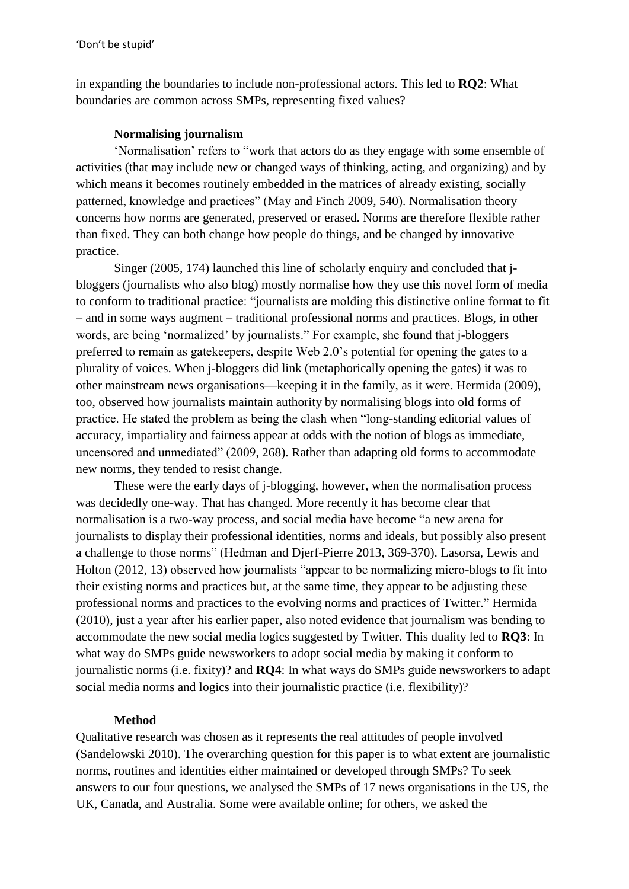in expanding the boundaries to include non-professional actors. This led to **RQ2**: What boundaries are common across SMPs, representing fixed values?

### Normalising journalism

'Normalisation' refers to "work that actors do as they engage with some ensemble of activities (that may include new or changed ways of thinking, acting, and organizing) and by which means it becomes routinely embedded in the matrices of already existing, socially patterned, knowledge and practices" (May and Finch 2009, 540). Normalisation theory concerns how norms are generated, preserved or erased. Norms are therefore flexible rather than fixed. They can both change how people do things, and be changed by innovative practice.

Singer (2005, 174) launched this line of scholarly enquiry and concluded that j-bloggers (journalists who also blog) mostly normalise how they use this novel form of media to conform to traditional practice: "journalists are molding this distinctive online format to fit – and in some ways augment – traditional professional norms and practices. Blogs, in other words, are being 'normalized' by journalists." For example, she found that j-bloggers preferred to remain as gatekeepers, despite Web 2.0's potential for opening the gates to a plurality of voices. When j-bloggers did link (metaphorically opening the gates) it was to other mainstream news organisations—keeping it in the family, as it were. Hermida (2009), too, observed how journalists maintain authority by normalising blogs into old forms of practice. He stated the problem as being the clash when "long-standing editorial values of accuracy, impartiality and fairness appear at odds with the notion of blogs as immediate, uncensored and unmediated" (2009, 268). Rather than adapting old forms to accommodate new norms, they tended to resist change.

These were the early days of j-blogging, however, when the normalisation process was decidedly one-way. That has changed. More recently it has become clear that normalisation is a two-way process, and social media have become "a new arena for journalists to display their professional identities, norms and ideals, but possibly also present a challenge to those norms" (Hedman and Djerf-Pierre 2013, 369-370). Lasorsa, Lewis and Holton (2012, 13) observed how journalists "appear to be normalizing micro-blogs to fit into their existing norms and practices but, at the same time, they appear to be adjusting these professional norms and practices to the evolving norms and practices of Twitter." Hermida (2010), just a year after his earlier paper, also noted evidence that journalism was bending to accommodate the new social media logics suggested by Twitter. This duality led to **RQ3**: In what way do SMPs guide newsworkers to adopt social media by making it conform to journalistic norms (i.e. fixity)? and **RQ4**: In what ways do SMPs guide newsworkers to adapt social media norms and logics into their journalistic practice (i.e. flexibility)?

### Method

Qualitative research was chosen as it represents the real attitudes of people involved (Sandelowski 2010). The overarching question for this paper is to what extent are journalistic norms, routines and identities either maintained or developed through SMPs? To seek answers to our four questions, we analysed the SMPs of 17 news organisations in the US, the UK, Canada, and Australia. Some were available online; for others, we asked the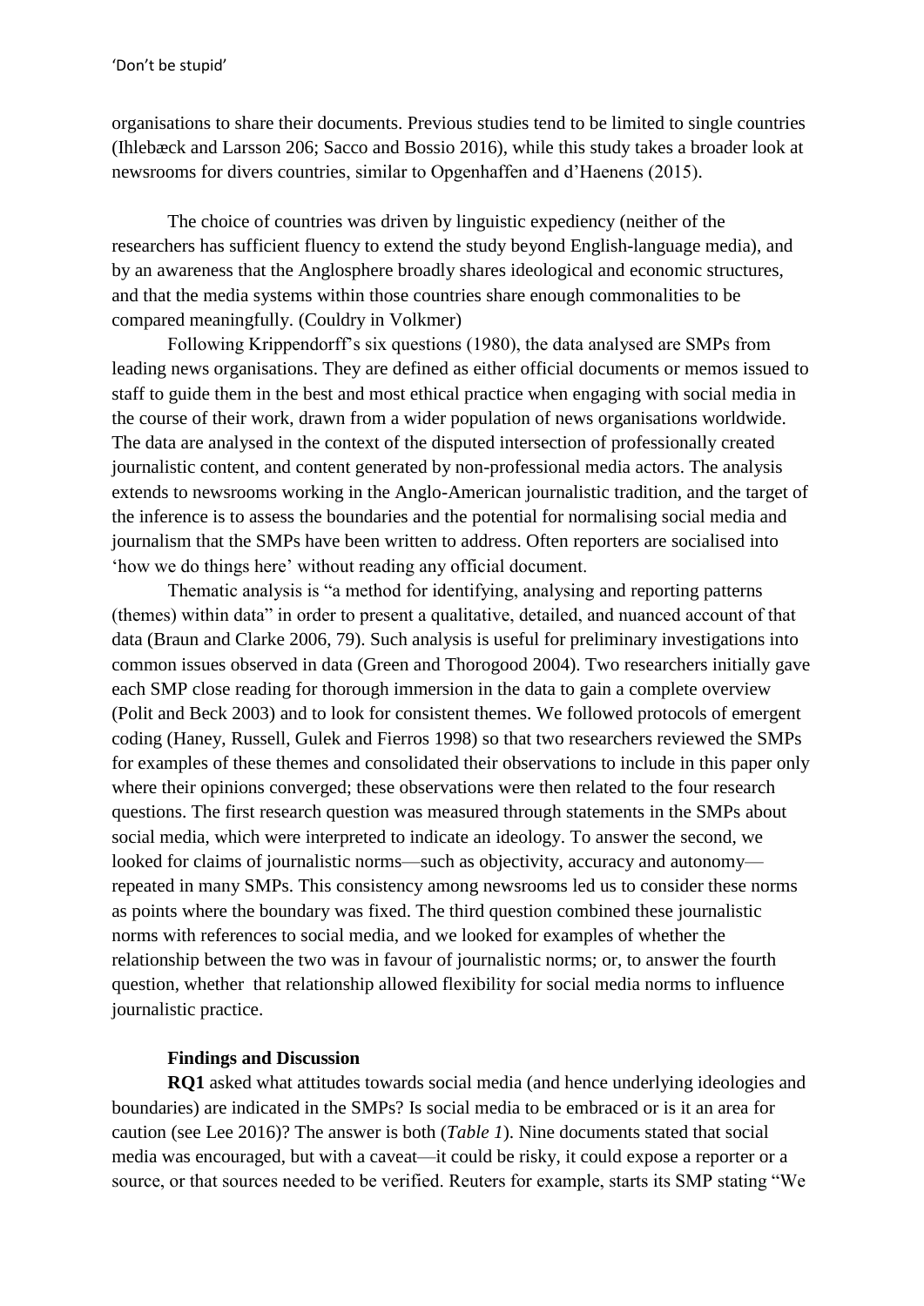organisations to share their documents. Previous studies tend to be limited to single countries (Ihlebæck and Larsson 206; Sacco and Bossio 2016), while this study takes a broader look at newsrooms for divers countries, similar to Opgenhaffen and d'Haenens (2015).

The choice of countries was driven by linguistic expediency (neither of the researchers has sufficient fluency to extend the study beyond English-language media), and by an awareness that the Anglosphere broadly shares ideological and economic structures, and that the media systems within those countries share enough commonalities to be compared meaningfully. (Couldry in Volkmer)

Following Krippendorff's six questions (1980), the data analysed are SMPs from leading news organisations. They are defined as either official documents or memos issued to staff to guide them in the best and most ethical practice when engaging with social media in the course of their work, drawn from a wider population of news organisations worldwide. The data are analysed in the context of the disputed intersection of professionally created journalistic content, and content generated by non-professional media actors. The analysis extends to newsrooms working in the Anglo-American journalistic tradition, and the target of the inference is to assess the boundaries and the potential for normalising social media and journalism that the SMPs have been written to address. Often reporters are socialised into 'how we do things here' without reading any official document.

Thematic analysis is "a method for identifying, analysing and reporting patterns (themes) within data" in order to present a qualitative, detailed, and nuanced account of that data (Braun and Clarke 2006, 79). Such analysis is useful for preliminary investigations into common issues observed in data (Green and Thorogood 2004). Two researchers initially gave each SMP close reading for thorough immersion in the data to gain a complete overview (Polit and Beck 2003) and to look for consistent themes. We followed protocols of emergent coding (Haney, Russell, Gulek and Fierros 1998) so that two researchers reviewed the SMPs for examples of these themes and consolidated their observations to include in this paper only where their opinions converged; these observations were then related to the four research questions. The first research question was measured through statements in the SMPs about social media, which were interpreted to indicate an ideology. To answer the second, we looked for claims of journalistic norms—such as objectivity, accuracy and autonomy—repeated in many SMPs. This consistency among newsrooms led us to consider these norms as points where the boundary was fixed. The third question combined these journalistic norms with references to social media, and we looked for examples of whether the relationship between the two was in favour of journalistic norms; or, to answer the fourth question, whether that relationship allowed flexibility for social media norms to influence journalistic practice.

## Findings and Discussion

**RQ1** asked what attitudes towards social media (and hence underlying ideologies and boundaries) are indicated in the SMPs? Is social media to be embraced or is it an area for caution (see Lee 2016)? The answer is both (*Table 1*). Nine documents stated that social media was encouraged, but with a caveat—it could be risky, it could expose a reporter or a source, or that sources needed to be verified. Reuters for example, starts its SMP stating "We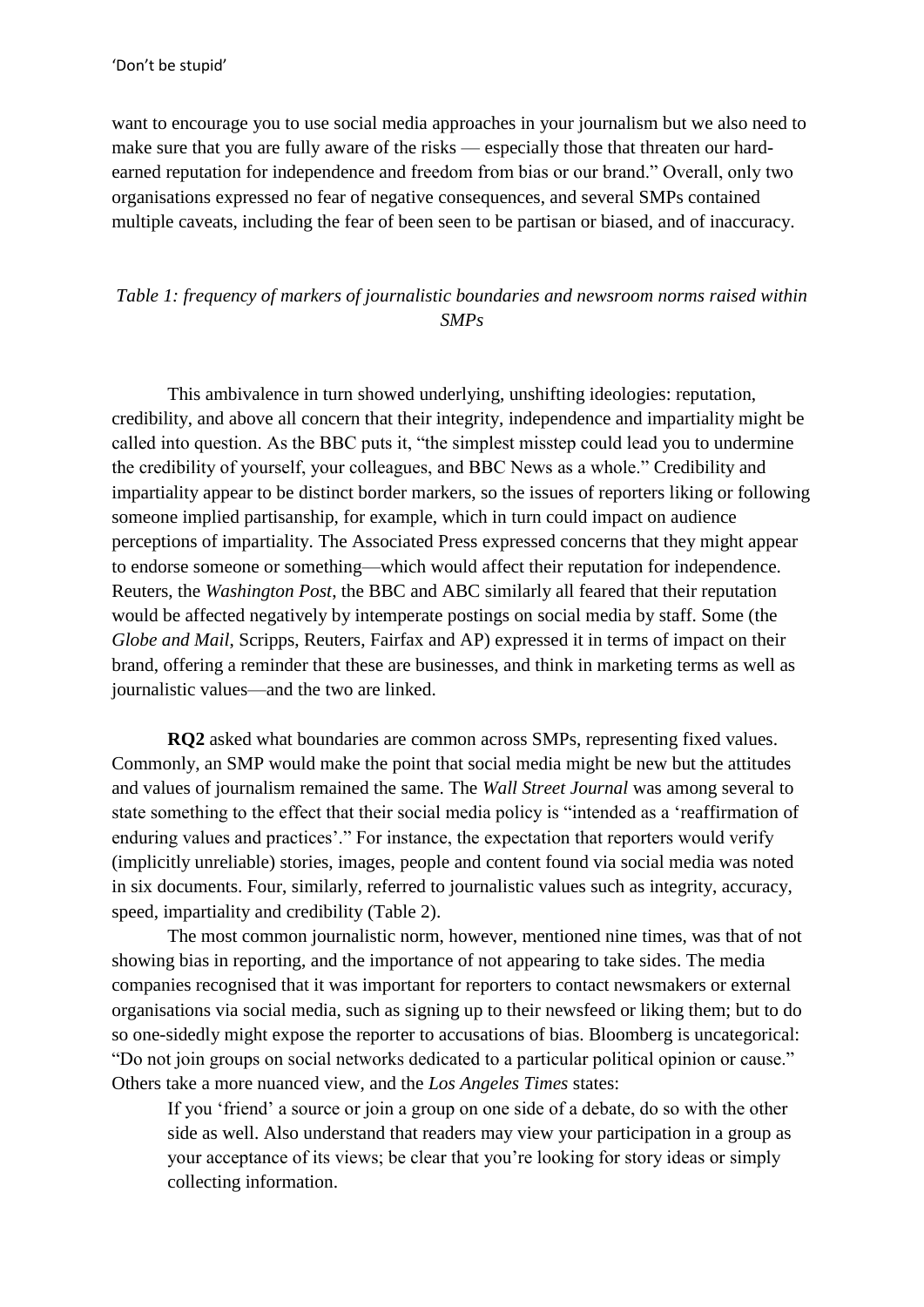want to encourage you to use social media approaches in your journalism but we also need to make sure that you are fully aware of the risks — especially those that threaten our hard-earned reputation for independence and freedom from bias or our brand." Overall, only two organisations expressed no fear of negative consequences, and several SMPs contained multiple caveats, including the fear of been seen to be partisan or biased, and of inaccuracy.

*Table 1: frequency of markers of journalistic boundaries and newsroom norms raised within SMPs*

This ambivalence in turn showed underlying, unshifting ideologies: reputation, credibility, and above all concern that their integrity, independence and impartiality might be called into question. As the BBC puts it, "the simplest misstep could lead you to undermine the credibility of yourself, your colleagues, and BBC News as a whole." Credibility and impartiality appear to be distinct border markers, so the issues of reporters liking or following someone implied partisanship, for example, which in turn could impact on audience perceptions of impartiality. The Associated Press expressed concerns that they might appear to endorse someone or something—which would affect their reputation for independence. Reuters, the *Washington Post*, the BBC and ABC similarly all feared that their reputation would be affected negatively by intemperate postings on social media by staff. Some (the *Globe and Mail*, Scripps, Reuters, Fairfax and AP) expressed it in terms of impact on their brand, offering a reminder that these are businesses, and think in marketing terms as well as journalistic values—and the two are linked.

**RQ2** asked what boundaries are common across SMPs, representing fixed values. Commonly, an SMP would make the point that social media might be new but the attitudes and values of journalism remained the same. The *Wall Street Journal* was among several to state something to the effect that their social media policy is "intended as a 'reaffirmation of enduring values and practices'." For instance, the expectation that reporters would verify (implicitly unreliable) stories, images, people and content found via social media was noted in six documents. Four, similarly, referred to journalistic values such as integrity, accuracy, speed, impartiality and credibility (Table 2).

The most common journalistic norm, however, mentioned nine times, was that of not showing bias in reporting, and the importance of not appearing to take sides. The media companies recognised that it was important for reporters to contact newsmakers or external organisations via social media, such as signing up to their newsfeed or liking them; but to do so one-sidedly might expose the reporter to accusations of bias. Bloomberg is uncategorical: "Do not join groups on social networks dedicated to a particular political opinion or cause." Others take a more nuanced view, and the *Los Angeles Times* states:

> If you 'friend' a source or join a group on one side of a debate, do so with the other side as well. Also understand that readers may view your participation in a group as your acceptance of its views; be clear that you're looking for story ideas or simply collecting information.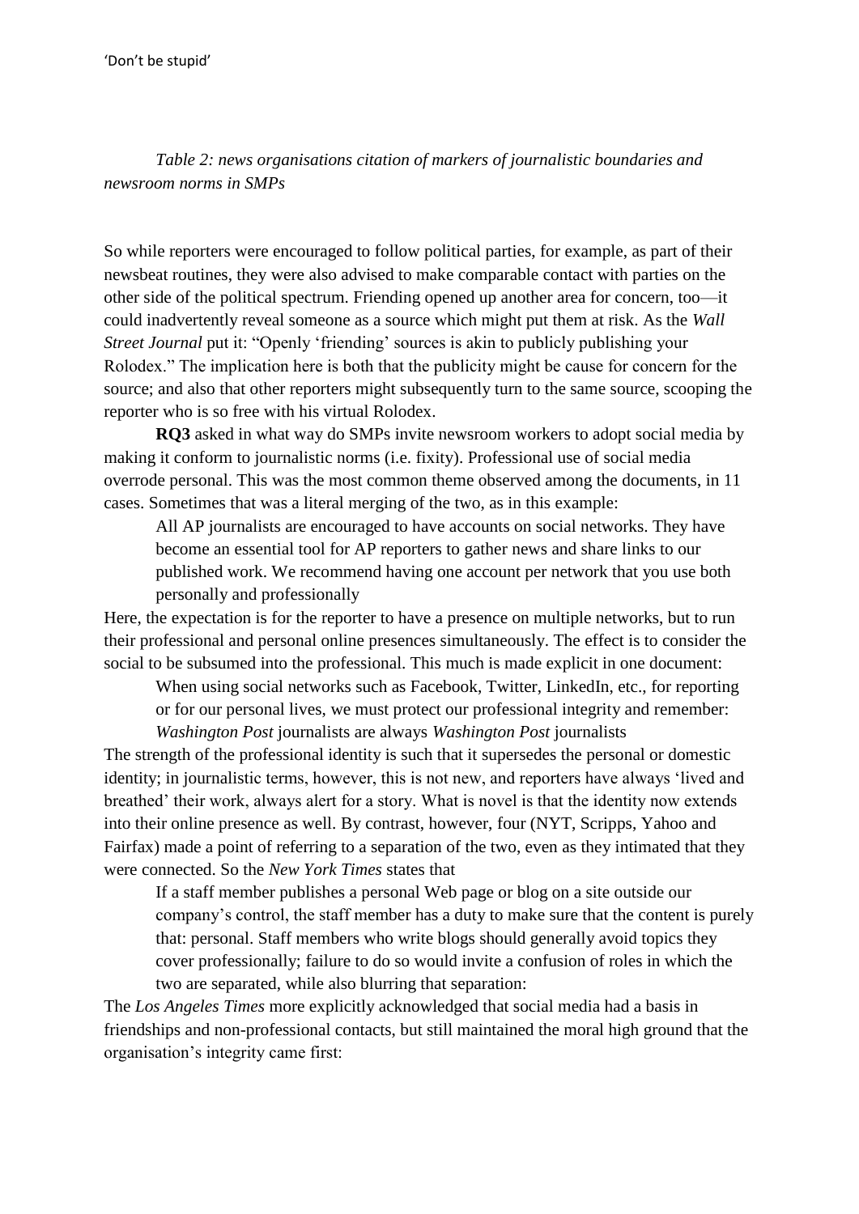*Table 2: news organisations citation of markers of journalistic boundaries and newsroom norms in SMPs*

So while reporters were encouraged to follow political parties, for example, as part of their newsbeat routines, they were also advised to make comparable contact with parties on the other side of the political spectrum. Friending opened up another area for concern, too—it could inadvertently reveal someone as a source which might put them at risk. As the *Wall Street Journal* put it: “Openly ‘friending’ sources is akin to publicly publishing your Rolodex.” The implication here is both that the publicity might be cause for concern for the source; and also that other reporters might subsequently turn to the same source, scooping the reporter who is so free with his virtual Rolodex.

**RQ3** asked in what way do SMPs invite newsroom workers to adopt social media by making it conform to journalistic norms (i.e. fixity). Professional use of social media overrode personal. This was the most common theme observed among the documents, in 11 cases. Sometimes that was a literal merging of the two, as in this example:

> All AP journalists are encouraged to have accounts on social networks. They have become an essential tool for AP reporters to gather news and share links to our published work. We recommend having one account per network that you use both personally and professionally

Here, the expectation is for the reporter to have a presence on multiple networks, but to run their professional and personal online presences simultaneously. The effect is to consider the social to be subsumed into the professional. This much is made explicit in one document:

> When using social networks such as Facebook, Twitter, LinkedIn, etc., for reporting or for our personal lives, we must protect our professional integrity and remember: *Washington Post* journalists are always *Washington Post* journalists

The strength of the professional identity is such that it supersedes the personal or domestic identity; in journalistic terms, however, this is not new, and reporters have always ‘lived and breathed’ their work, always alert for a story. What is novel is that the identity now extends into their online presence as well. By contrast, however, four (NYT, Scripps, Yahoo and Fairfax) made a point of referring to a separation of the two, even as they intimated that they were connected. So the *New York Times* states that

> If a staff member publishes a personal Web page or blog on a site outside our company’s control, the staff member has a duty to make sure that the content is purely that: personal. Staff members who write blogs should generally avoid topics they cover professionally; failure to do so would invite a confusion of roles in which the two are separated, while also blurring that separation:

The *Los Angeles Times* more explicitly acknowledged that social media had a basis in friendships and non-professional contacts, but still maintained the moral high ground that the organisation’s integrity came first: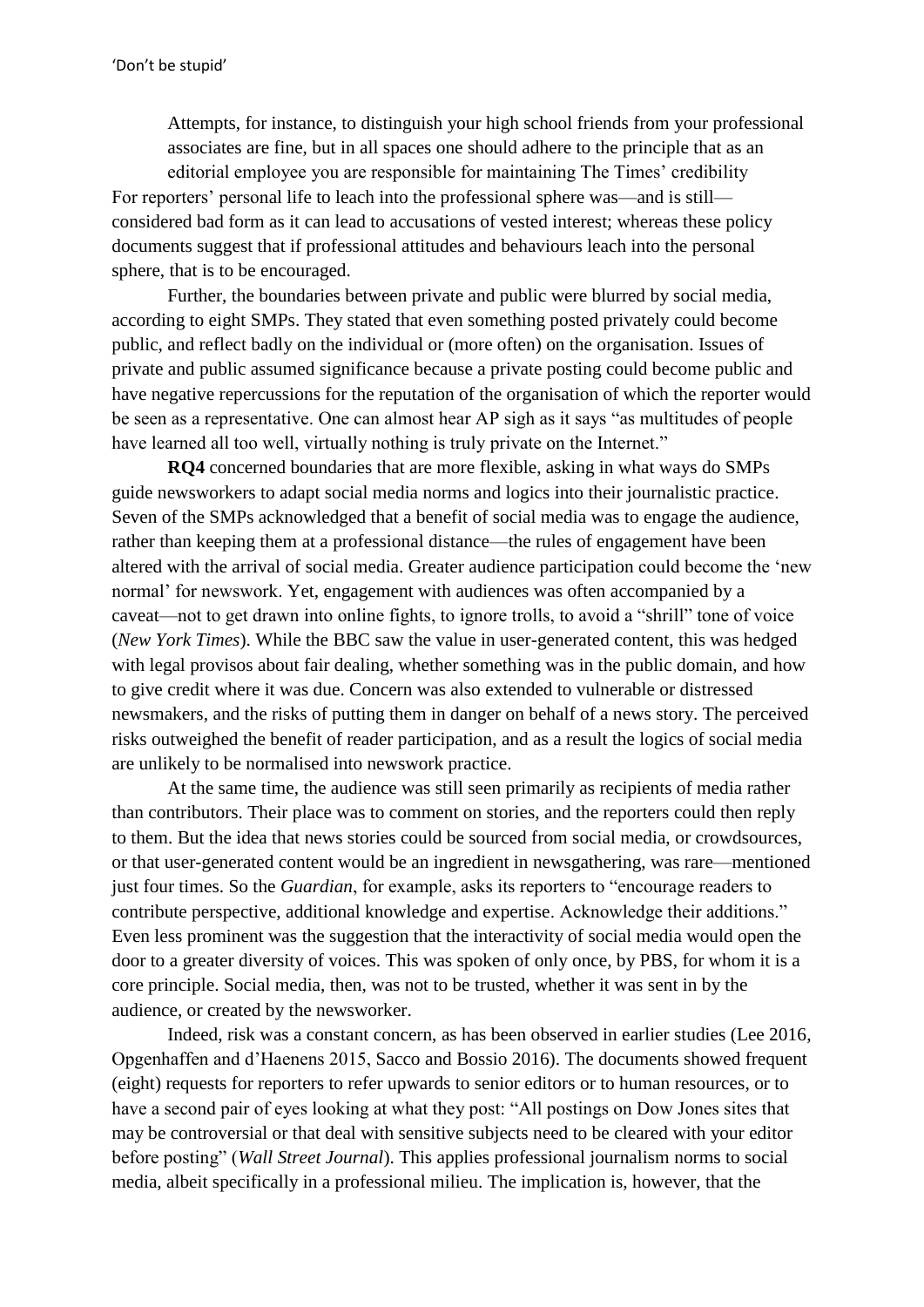Attempts, for instance, to distinguish your high school friends from your professional associates are fine, but in all spaces one should adhere to the principle that as an editorial employee you are responsible for maintaining The Times' credibility

For reporters' personal life to leach into the professional sphere was—and is still—considered bad form as it can lead to accusations of vested interest; whereas these policy documents suggest that if professional attitudes and behaviours leach into the personal sphere, that is to be encouraged.

Further, the boundaries between private and public were blurred by social media, according to eight SMPs. They stated that even something posted privately could become public, and reflect badly on the individual or (more often) on the organisation. Issues of private and public assumed significance because a private posting could become public and have negative repercussions for the reputation of the organisation of which the reporter would be seen as a representative. One can almost hear AP sigh as it says "as multitudes of people have learned all too well, virtually nothing is truly private on the Internet."

**RQ4** concerned boundaries that are more flexible, asking in what ways do SMPs guide newsworkers to adapt social media norms and logics into their journalistic practice. Seven of the SMPs acknowledged that a benefit of social media was to engage the audience, rather than keeping them at a professional distance—the rules of engagement have been altered with the arrival of social media. Greater audience participation could become the 'new normal' for newswork. Yet, engagement with audiences was often accompanied by a caveat—not to get drawn into online fights, to ignore trolls, to avoid a "shrill" tone of voice (*New York Times*). While the BBC saw the value in user-generated content, this was hedged with legal provisos about fair dealing, whether something was in the public domain, and how to give credit where it was due. Concern was also extended to vulnerable or distressed newsmakers, and the risks of putting them in danger on behalf of a news story. The perceived risks outweighed the benefit of reader participation, and as a result the logics of social media are unlikely to be normalised into newswork practice.

At the same time, the audience was still seen primarily as recipients of media rather than contributors. Their place was to comment on stories, and the reporters could then reply to them. But the idea that news stories could be sourced from social media, or crowdsources, or that user-generated content would be an ingredient in newsgathering, was rare—mentioned just four times. So the *Guardian*, for example, asks its reporters to "encourage readers to contribute perspective, additional knowledge and expertise. Acknowledge their additions." Even less prominent was the suggestion that the interactivity of social media would open the door to a greater diversity of voices. This was spoken of only once, by PBS, for whom it is a core principle. Social media, then, was not to be trusted, whether it was sent in by the audience, or created by the newsworker.

Indeed, risk was a constant concern, as has been observed in earlier studies (Lee 2016, Opgenhaffen and d'Haenens 2015, Sacco and Bossio 2016). The documents showed frequent (eight) requests for reporters to refer upwards to senior editors or to human resources, or to have a second pair of eyes looking at what they post: "All postings on Dow Jones sites that may be controversial or that deal with sensitive subjects need to be cleared with your editor before posting" (*Wall Street Journal*). This applies professional journalism norms to social media, albeit specifically in a professional milieu. The implication is, however, that the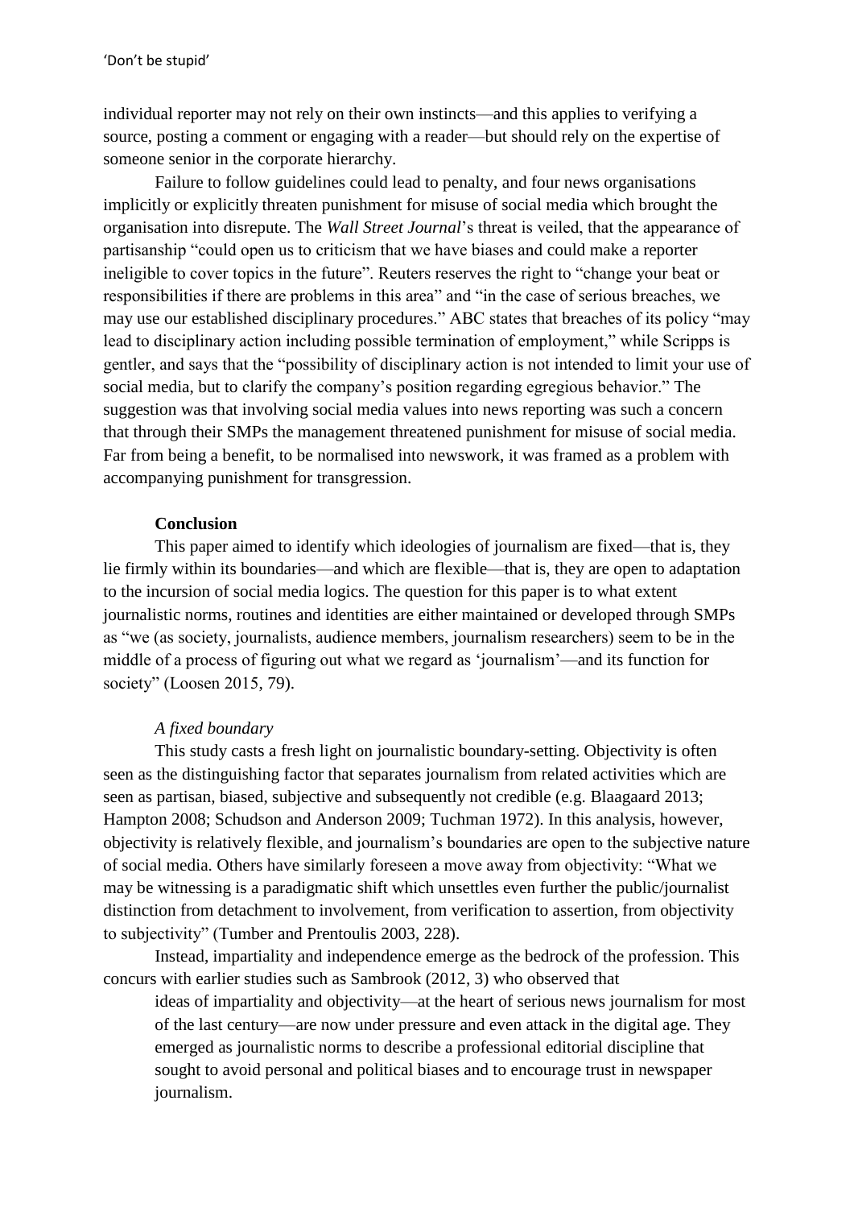individual reporter may not rely on their own instincts—and this applies to verifying a source, posting a comment or engaging with a reader—but should rely on the expertise of someone senior in the corporate hierarchy.

Failure to follow guidelines could lead to penalty, and four news organisations implicitly or explicitly threaten punishment for misuse of social media which brought the organisation into disrepute. The *Wall Street Journal*'s threat is veiled, that the appearance of partisanship "could open us to criticism that we have biases and could make a reporter ineligible to cover topics in the future". Reuters reserves the right to "change your beat or responsibilities if there are problems in this area" and "in the case of serious breaches, we may use our established disciplinary procedures." ABC states that breaches of its policy "may lead to disciplinary action including possible termination of employment," while Scripps is gentler, and says that the "possibility of disciplinary action is not intended to limit your use of social media, but to clarify the company's position regarding egregious behavior." The suggestion was that involving social media values into news reporting was such a concern that through their SMPs the management threatened punishment for misuse of social media. Far from being a benefit, to be normalised into newswork, it was framed as a problem with accompanying punishment for transgression.

## Conclusion

This paper aimed to identify which ideologies of journalism are fixed—that is, they lie firmly within its boundaries—and which are flexible—that is, they are open to adaptation to the incursion of social media logics. The question for this paper is to what extent journalistic norms, routines and identities are either maintained or developed through SMPs as "we (as society, journalists, audience members, journalism researchers) seem to be in the middle of a process of figuring out what we regard as 'journalism'—and its function for society" (Loosen 2015, 79).

### *A fixed boundary*

This study casts a fresh light on journalistic boundary-setting. Objectivity is often seen as the distinguishing factor that separates journalism from related activities which are seen as partisan, biased, subjective and subsequently not credible (e.g. Blaagaard 2013; Hampton 2008; Schudson and Anderson 2009; Tuchman 1972). In this analysis, however, objectivity is relatively flexible, and journalism's boundaries are open to the subjective nature of social media. Others have similarly foreseen a move away from objectivity: "What we may be witnessing is a paradigmatic shift which unsettles even further the public/journalist distinction from detachment to involvement, from verification to assertion, from objectivity to subjectivity" (Tumber and Prentoulis 2003, 228).

Instead, impartiality and independence emerge as the bedrock of the profession. This concurs with earlier studies such as Sambrook (2012, 3) who observed that

> ideas of impartiality and objectivity—at the heart of serious news journalism for most of the last century—are now under pressure and even attack in the digital age. They emerged as journalistic norms to describe a professional editorial discipline that sought to avoid personal and political biases and to encourage trust in newspaper journalism.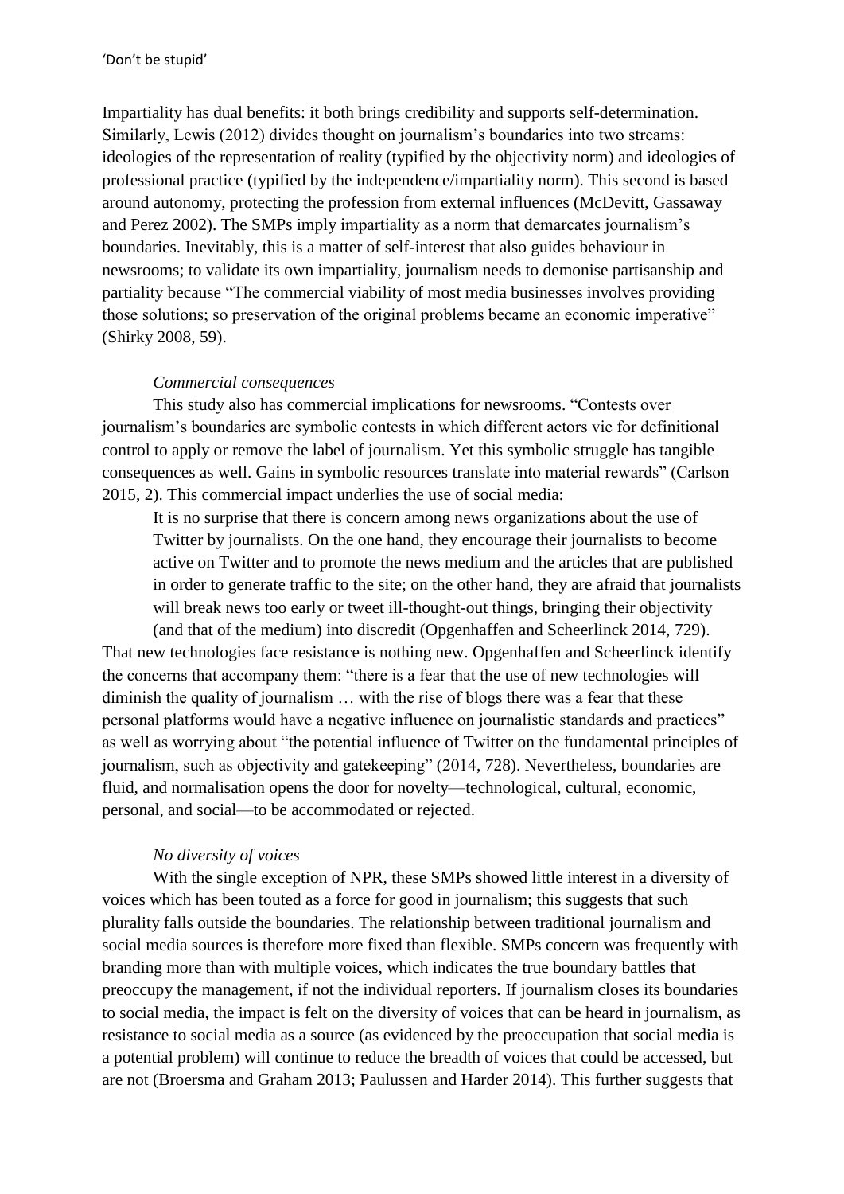Impartiality has dual benefits: it both brings credibility and supports self-determination. Similarly, Lewis (2012) divides thought on journalism's boundaries into two streams: ideologies of the representation of reality (typified by the objectivity norm) and ideologies of professional practice (typified by the independence/impartiality norm). This second is based around autonomy, protecting the profession from external influences (McDevitt, Gassaway and Perez 2002). The SMPs imply impartiality as a norm that demarcates journalism's boundaries. Inevitably, this is a matter of self-interest that also guides behaviour in newsrooms; to validate its own impartiality, journalism needs to demonise partisanship and partiality because "The commercial viability of most media businesses involves providing those solutions; so preservation of the original problems became an economic imperative" (Shirky 2008, 59).

*Commercial consequences*

This study also has commercial implications for newsrooms. "Contests over journalism's boundaries are symbolic contests in which different actors vie for definitional control to apply or remove the label of journalism. Yet this symbolic struggle has tangible consequences as well. Gains in symbolic resources translate into material rewards" (Carlson 2015, 2). This commercial impact underlies the use of social media:

> It is no surprise that there is concern among news organizations about the use of Twitter by journalists. On the one hand, they encourage their journalists to become active on Twitter and to promote the news medium and the articles that are published in order to generate traffic to the site; on the other hand, they are afraid that journalists will break news too early or tweet ill-thought-out things, bringing their objectivity (and that of the medium) into discredit (Opgenhaffen and Scheerlinck 2014, 729).

That new technologies face resistance is nothing new. Opgenhaffen and Scheerlinck identify the concerns that accompany them: "there is a fear that the use of new technologies will diminish the quality of journalism … with the rise of blogs there was a fear that these personal platforms would have a negative influence on journalistic standards and practices" as well as worrying about "the potential influence of Twitter on the fundamental principles of journalism, such as objectivity and gatekeeping" (2014, 728). Nevertheless, boundaries are fluid, and normalisation opens the door for novelty—technological, cultural, economic, personal, and social—to be accommodated or rejected.

*No diversity of voices*

With the single exception of NPR, these SMPs showed little interest in a diversity of voices which has been touted as a force for good in journalism; this suggests that such plurality falls outside the boundaries. The relationship between traditional journalism and social media sources is therefore more fixed than flexible. SMPs concern was frequently with branding more than with multiple voices, which indicates the true boundary battles that preoccupy the management, if not the individual reporters. If journalism closes its boundaries to social media, the impact is felt on the diversity of voices that can be heard in journalism, as resistance to social media as a source (as evidenced by the preoccupation that social media is a potential problem) will continue to reduce the breadth of voices that could be accessed, but are not (Broersma and Graham 2013; Paulussen and Harder 2014). This further suggests that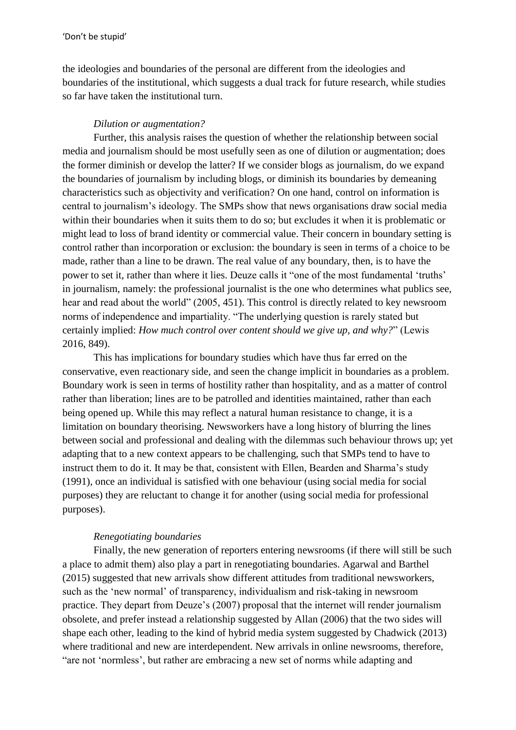the ideologies and boundaries of the personal are different from the ideologies and boundaries of the institutional, which suggests a dual track for future research, while studies so far have taken the institutional turn.

*Dilution or augmentation?*

Further, this analysis raises the question of whether the relationship between social media and journalism should be most usefully seen as one of dilution or augmentation; does the former diminish or develop the latter? If we consider blogs as journalism, do we expand the boundaries of journalism by including blogs, or diminish its boundaries by demeaning characteristics such as objectivity and verification? On one hand, control on information is central to journalism's ideology. The SMPs show that news organisations draw social media within their boundaries when it suits them to do so; but excludes it when it is problematic or might lead to loss of brand identity or commercial value. Their concern in boundary setting is control rather than incorporation or exclusion: the boundary is seen in terms of a choice to be made, rather than a line to be drawn. The real value of any boundary, then, is to have the power to set it, rather than where it lies. Deuze calls it "one of the most fundamental 'truths' in journalism, namely: the professional journalist is the one who determines what publics see, hear and read about the world" (2005, 451). This control is directly related to key newsroom norms of independence and impartiality. "The underlying question is rarely stated but certainly implied: *How much control over content should we give up, and why?*" (Lewis 2016, 849).

This has implications for boundary studies which have thus far erred on the conservative, even reactionary side, and seen the change implicit in boundaries as a problem. Boundary work is seen in terms of hostility rather than hospitality, and as a matter of control rather than liberation; lines are to be patrolled and identities maintained, rather than each being opened up. While this may reflect a natural human resistance to change, it is a limitation on boundary theorising. Newsworkers have a long history of blurring the lines between social and professional and dealing with the dilemmas such behaviour throws up; yet adapting that to a new context appears to be challenging, such that SMPs tend to have to instruct them to do it. It may be that, consistent with Ellen, Bearden and Sharma's study (1991), once an individual is satisfied with one behaviour (using social media for social purposes) they are reluctant to change it for another (using social media for professional purposes).

*Renegotiating boundaries*

Finally, the new generation of reporters entering newsrooms (if there will still be such a place to admit them) also play a part in renegotiating boundaries. Agarwal and Barthel (2015) suggested that new arrivals show different attitudes from traditional newsworkers, such as the 'new normal' of transparency, individualism and risk-taking in newsroom practice. They depart from Deuze's (2007) proposal that the internet will render journalism obsolete, and prefer instead a relationship suggested by Allan (2006) that the two sides will shape each other, leading to the kind of hybrid media system suggested by Chadwick (2013) where traditional and new are interdependent. New arrivals in online newsrooms, therefore, "are not 'normless', but rather are embracing a new set of norms while adapting and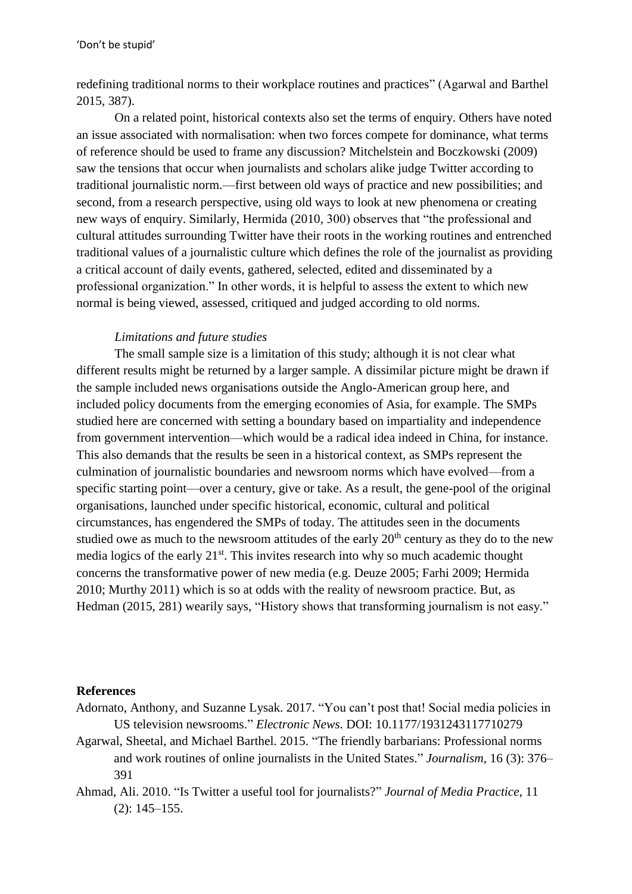redefining traditional norms to their workplace routines and practices" (Agarwal and Barthel 2015, 387).

On a related point, historical contexts also set the terms of enquiry. Others have noted an issue associated with normalisation: when two forces compete for dominance, what terms of reference should be used to frame any discussion? Mitchelstein and Boczkowski (2009) saw the tensions that occur when journalists and scholars alike judge Twitter according to traditional journalistic norm.—first between old ways of practice and new possibilities; and second, from a research perspective, using old ways to look at new phenomena or creating new ways of enquiry. Similarly, Hermida (2010, 300) observes that "the professional and cultural attitudes surrounding Twitter have their roots in the working routines and entrenched traditional values of a journalistic culture which defines the role of the journalist as providing a critical account of daily events, gathered, selected, edited and disseminated by a professional organization." In other words, it is helpful to assess the extent to which new normal is being viewed, assessed, critiqued and judged according to old norms.

*Limitations and future studies*

The small sample size is a limitation of this study; although it is not clear what different results might be returned by a larger sample. A dissimilar picture might be drawn if the sample included news organisations outside the Anglo-American group here, and included policy documents from the emerging economies of Asia, for example. The SMPs studied here are concerned with setting a boundary based on impartiality and independence from government intervention—which would be a radical idea indeed in China, for instance. This also demands that the results be seen in a historical context, as SMPs represent the culmination of journalistic boundaries and newsroom norms which have evolved—from a specific starting point—over a century, give or take. As a result, the gene-pool of the original organisations, launched under specific historical, economic, cultural and political circumstances, has engendered the SMPs of today. The attitudes seen in the documents studied owe as much to the newsroom attitudes of the early 20th century as they do to the new media logics of the early 21st. This invites research into why so much academic thought concerns the transformative power of new media (e.g. Deuze 2005; Farhi 2009; Hermida 2010; Murthy 2011) which is so at odds with the reality of newsroom practice. But, as Hedman (2015, 281) wearily says, "History shows that transforming journalism is not easy."

**References**

Adornato, Anthony, and Suzanne Lysak. 2017. "You can't post that! Social media policies in US television newsrooms." *Electronic News*. DOI: 10.1177/1931243117710279

Agarwal, Sheetal, and Michael Barthel. 2015. "The friendly barbarians: Professional norms and work routines of online journalists in the United States." *Journalism*, 16 (3): 376–391

Ahmad, Ali. 2010. "Is Twitter a useful tool for journalists?" *Journal of Media Practice*, 11 (2): 145–155.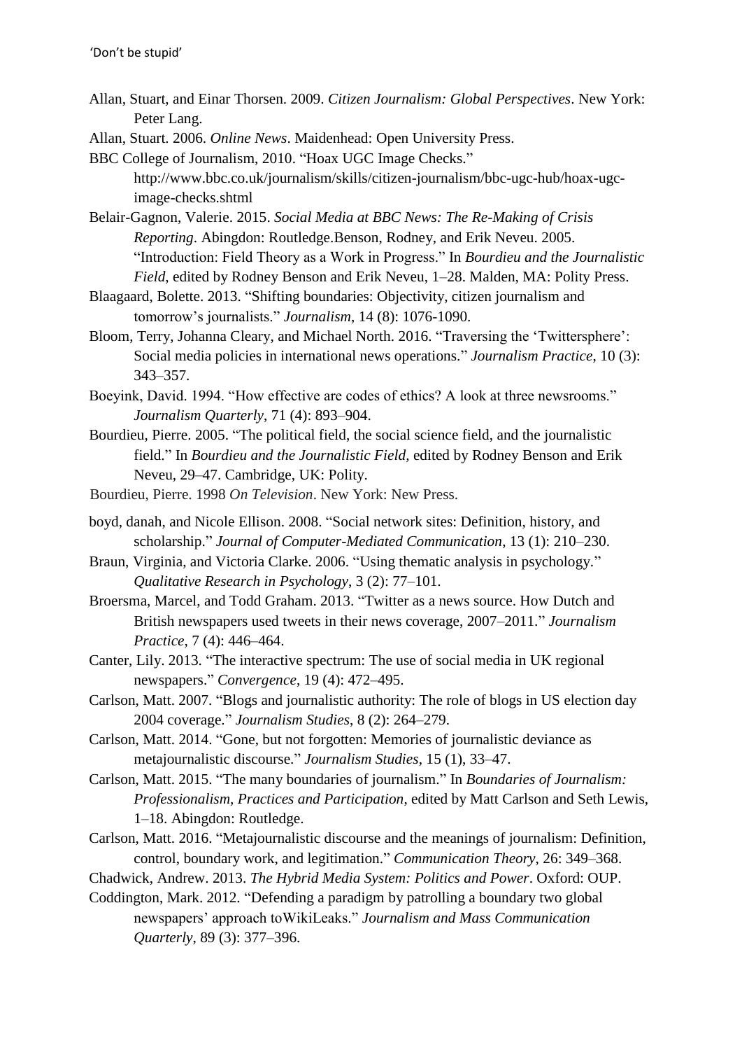Allan, Stuart, and Einar Thorsen. 2009. *Citizen Journalism: Global Perspectives*. New York: Peter Lang.

Allan, Stuart. 2006. *Online News*. Maidenhead: Open University Press.

BBC College of Journalism, 2010. "Hoax UGC Image Checks." http://www.bbc.co.uk/journalism/skills/citizen-journalism/bbc-ugc-hub/hoax-ugc-image-checks.shtml

Belair-Gagnon, Valerie. 2015. *Social Media at BBC News: The Re-Making of Crisis Reporting*. Abingdon: Routledge.Benson, Rodney, and Erik Neveu. 2005. "Introduction: Field Theory as a Work in Progress." In *Bourdieu and the Journalistic Field*, edited by Rodney Benson and Erik Neveu, 1–28. Malden, MA: Polity Press.

Blaagaard, Bolette. 2013. "Shifting boundaries: Objectivity, citizen journalism and tomorrow's journalists." *Journalism*, 14 (8): 1076-1090.

Bloom, Terry, Johanna Cleary, and Michael North. 2016. "Traversing the 'Twittersphere': Social media policies in international news operations." *Journalism Practice*, 10 (3): 343–357.

Boeyink, David. 1994. "How effective are codes of ethics? A look at three newsrooms." *Journalism Quarterly*, 71 (4): 893–904.

Bourdieu, Pierre. 2005. "The political field, the social science field, and the journalistic field." In *Bourdieu and the Journalistic Field*, edited by Rodney Benson and Erik Neveu, 29–47. Cambridge, UK: Polity.

Bourdieu, Pierre. 1998 *On Television*. New York: New Press.

boyd, danah, and Nicole Ellison. 2008. "Social network sites: Definition, history, and scholarship." *Journal of Computer-Mediated Communication*, 13 (1): 210–230.

Braun, Virginia, and Victoria Clarke. 2006. "Using thematic analysis in psychology." *Qualitative Research in Psychology*, 3 (2): 77–101.

Broersma, Marcel, and Todd Graham. 2013. "Twitter as a news source. How Dutch and British newspapers used tweets in their news coverage, 2007–2011." *Journalism Practice*, 7 (4): 446–464.

Canter, Lily. 2013. "The interactive spectrum: The use of social media in UK regional newspapers." *Convergence*, 19 (4): 472–495.

Carlson, Matt. 2007. "Blogs and journalistic authority: The role of blogs in US election day 2004 coverage." *Journalism Studies*, 8 (2): 264–279.

Carlson, Matt. 2014. "Gone, but not forgotten: Memories of journalistic deviance as metajournalistic discourse." *Journalism Studies*, 15 (1), 33–47.

Carlson, Matt. 2015. "The many boundaries of journalism." In *Boundaries of Journalism: Professionalism, Practices and Participation*, edited by Matt Carlson and Seth Lewis, 1–18. Abingdon: Routledge.

Carlson, Matt. 2016. "Metajournalistic discourse and the meanings of journalism: Definition, control, boundary work, and legitimation." *Communication Theory*, 26: 349–368.

Chadwick, Andrew. 2013. *The Hybrid Media System: Politics and Power*. Oxford: OUP.

Coddington, Mark. 2012. "Defending a paradigm by patrolling a boundary two global newspapers' approach toWikiLeaks." *Journalism and Mass Communication Quarterly*, 89 (3): 377–396.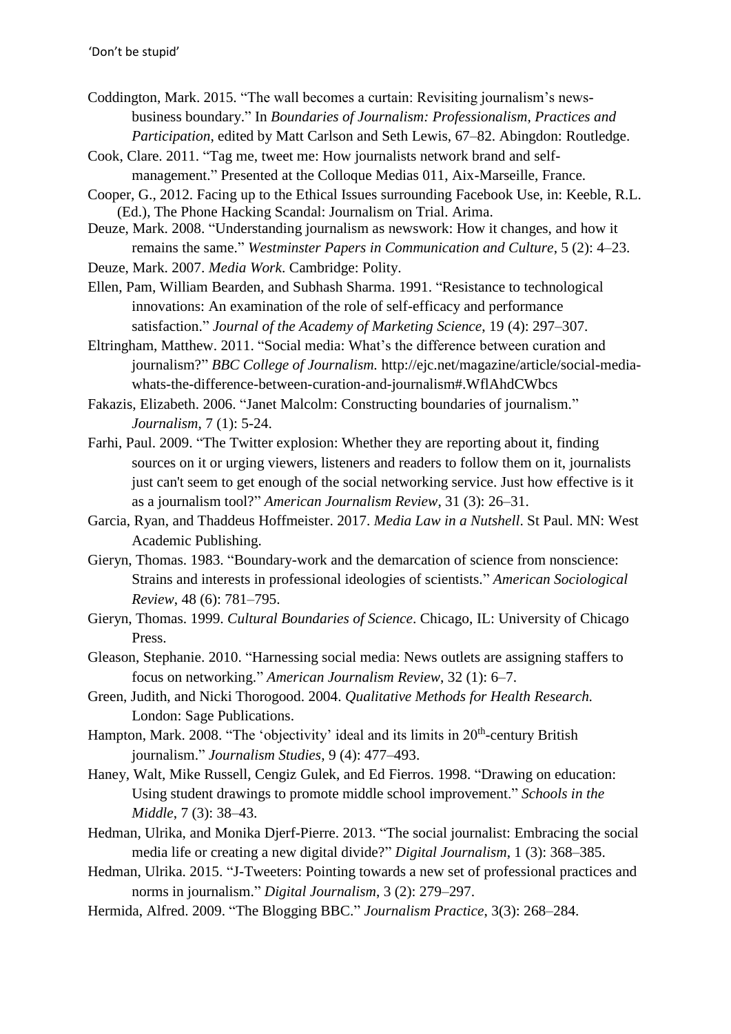Coddington, Mark. 2015. "The wall becomes a curtain: Revisiting journalism's news-business boundary." In *Boundaries of Journalism: Professionalism, Practices and Participation*, edited by Matt Carlson and Seth Lewis, 67–82. Abingdon: Routledge.

Cook, Clare. 2011. "Tag me, tweet me: How journalists network brand and self-management." Presented at the Colloque Medias 011, Aix-Marseille, France.

Cooper, G., 2012. Facing up to the Ethical Issues surrounding Facebook Use, in: Keeble, R.L. (Ed.), The Phone Hacking Scandal: Journalism on Trial. Arima.

Deuze, Mark. 2008. "Understanding journalism as newswork: How it changes, and how it remains the same." *Westminster Papers in Communication and Culture*, 5 (2): 4–23.

Deuze, Mark. 2007. *Media Work*. Cambridge: Polity.

Ellen, Pam, William Bearden, and Subhash Sharma. 1991. "Resistance to technological innovations: An examination of the role of self-efficacy and performance satisfaction." *Journal of the Academy of Marketing Science,* 19 (4): 297–307.

Eltringham, Matthew. 2011. "Social media: What's the difference between curation and journalism?" *BBC College of Journalism.* http://ejc.net/magazine/article/social-media-whats-the-difference-between-curation-and-journalism#.WflAhdCWbcs

Fakazis, Elizabeth. 2006. "Janet Malcolm: Constructing boundaries of journalism." *Journalism*, 7 (1): 5-24.

Farhi, Paul. 2009. "The Twitter explosion: Whether they are reporting about it, finding sources on it or urging viewers, listeners and readers to follow them on it, journalists just can't seem to get enough of the social networking service. Just how effective is it as a journalism tool?" *American Journalism Review*, 31 (3): 26–31.

Garcia, Ryan, and Thaddeus Hoffmeister. 2017. *Media Law in a Nutshell*. St Paul. MN: West Academic Publishing.

Gieryn, Thomas. 1983. "Boundary-work and the demarcation of science from nonscience: Strains and interests in professional ideologies of scientists." *American Sociological Review*, 48 (6): 781–795.

Gieryn, Thomas. 1999. *Cultural Boundaries of Science*. Chicago, IL: University of Chicago Press.

Gleason, Stephanie. 2010. "Harnessing social media: News outlets are assigning staffers to focus on networking." *American Journalism Review*, 32 (1): 6–7.

Green, Judith, and Nicki Thorogood. 2004. *Qualitative Methods for Health Research.* London: Sage Publications.

Hampton, Mark. 2008. "The 'objectivity' ideal and its limits in 20th-century British journalism." *Journalism Studies*, 9 (4): 477–493.

Haney, Walt, Mike Russell, Cengiz Gulek, and Ed Fierros. 1998. "Drawing on education: Using student drawings to promote middle school improvement." *Schools in the Middle*, 7 (3): 38–43.

Hedman, Ulrika, and Monika Djerf-Pierre. 2013. "The social journalist: Embracing the social media life or creating a new digital divide?" *Digital Journalism*, 1 (3): 368–385.

Hedman, Ulrika. 2015. "J-Tweeters: Pointing towards a new set of professional practices and norms in journalism." *Digital Journalism*, 3 (2): 279–297.

Hermida, Alfred. 2009. "The Blogging BBC." *Journalism Practice*, 3(3): 268–284.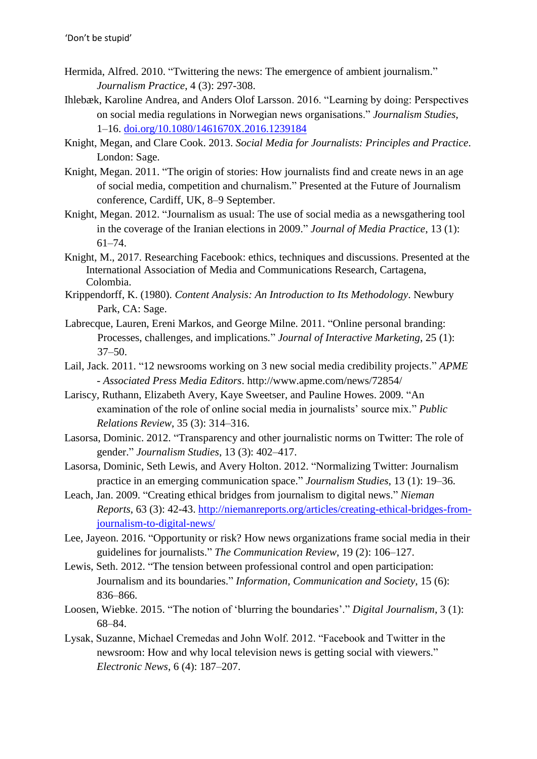Hermida, Alfred. 2010. "Twittering the news: The emergence of ambient journalism." *Journalism Practice*, 4 (3): 297-308.

Ihlebæk, Karoline Andrea, and Anders Olof Larsson. 2016. "Learning by doing: Perspectives on social media regulations in Norwegian news organisations." *Journalism Studies*, 1–16. [doi.org/10.1080/1461670X.2016.1239184](https://doi.org/10.1080/1461670X.2016.1239184)

Knight, Megan, and Clare Cook. 2013. *Social Media for Journalists: Principles and Practice*. London: Sage.

Knight, Megan. 2011. "The origin of stories: How journalists find and create news in an age of social media, competition and churnalism." Presented at the Future of Journalism conference, Cardiff, UK, 8–9 September.

Knight, Megan. 2012. "Journalism as usual: The use of social media as a newsgathering tool in the coverage of the Iranian elections in 2009." *Journal of Media Practice*, 13 (1): 61–74.

Knight, M., 2017. Researching Facebook: ethics, techniques and discussions. Presented at the International Association of Media and Communications Research, Cartagena, Colombia.

Krippendorff, K. (1980). *Content Analysis: An Introduction to Its Methodology*. Newbury Park, CA: Sage.

Labrecque, Lauren, Ereni Markos, and George Milne. 2011. "Online personal branding: Processes, challenges, and implications." *Journal of Interactive Marketing*, 25 (1): 37–50.

Lail, Jack. 2011. "12 newsrooms working on 3 new social media credibility projects." *APME - Associated Press Media Editors*. http://www.apme.com/news/72854/

Lariscy, Ruthann, Elizabeth Avery, Kaye Sweetser, and Pauline Howes. 2009. "An examination of the role of online social media in journalists' source mix." *Public Relations Review*, 35 (3): 314–316.

Lasorsa, Dominic. 2012. "Transparency and other journalistic norms on Twitter: The role of gender." *Journalism Studies*, 13 (3): 402–417.

Lasorsa, Dominic, Seth Lewis, and Avery Holton. 2012. "Normalizing Twitter: Journalism practice in an emerging communication space." *Journalism Studies*, 13 (1): 19–36.

Leach, Jan. 2009. "Creating ethical bridges from journalism to digital news." *Nieman Reports*, 63 (3): 42-43. [http://niemanreports.org/articles/creating-ethical-bridges-from-journalism-to-digital-news/](http://niemanreports.org/articles/creating-ethical-bridges-from-journalism-to-digital-news/)

Lee, Jayeon. 2016. "Opportunity or risk? How news organizations frame social media in their guidelines for journalists." *The Communication Review*, 19 (2): 106–127.

Lewis, Seth. 2012. "The tension between professional control and open participation: Journalism and its boundaries." *Information, Communication and Society*, 15 (6): 836–866.

Loosen, Wiebke. 2015. "The notion of 'blurring the boundaries'." *Digital Journalism*, 3 (1): 68–84.

Lysak, Suzanne, Michael Cremedas and John Wolf. 2012. "Facebook and Twitter in the newsroom: How and why local television news is getting social with viewers." *Electronic News*, 6 (4): 187–207.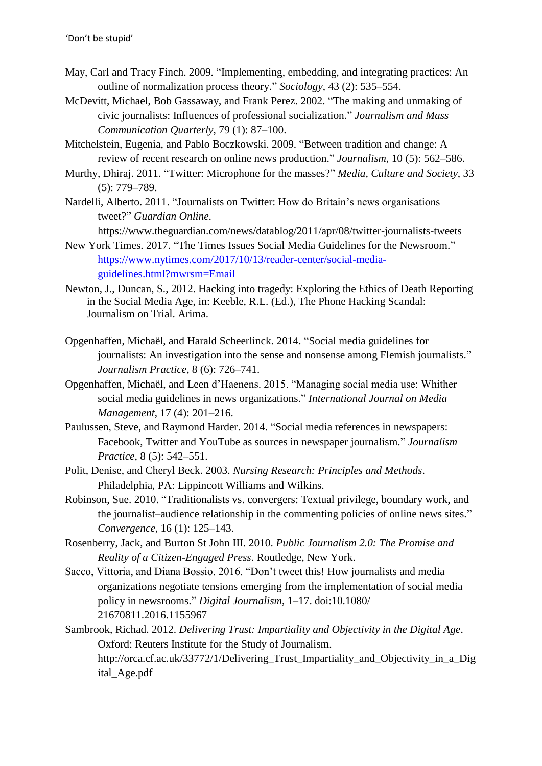May, Carl and Tracy Finch. 2009. "Implementing, embedding, and integrating practices: An outline of normalization process theory." *Sociology*, 43 (2): 535–554.

McDevitt, Michael, Bob Gassaway, and Frank Perez. 2002. "The making and unmaking of civic journalists: Influences of professional socialization." *Journalism and Mass Communication Quarterly*, 79 (1): 87–100.

Mitchelstein, Eugenia, and Pablo Boczkowski. 2009. "Between tradition and change: A review of recent research on online news production." *Journalism*, 10 (5): 562–586.

Murthy, Dhiraj. 2011. "Twitter: Microphone for the masses?" *Media, Culture and Society*, 33 (5): 779–789.

Nardelli, Alberto. 2011. "Journalists on Twitter: How do Britain's news organisations tweet?" *Guardian Online*. https://www.theguardian.com/news/datablog/2011/apr/08/twitter-journalists-tweets

New York Times. 2017. "The Times Issues Social Media Guidelines for the Newsroom." [https://www.nytimes.com/2017/10/13/reader-center/social-media-guidelines.html?mwrsm=Email](https://www.nytimes.com/2017/10/13/reader-center/social-media-guidelines.html?mwrsm=Email)

Newton, J., Duncan, S., 2012. Hacking into tragedy: Exploring the Ethics of Death Reporting in the Social Media Age, in: Keeble, R.L. (Ed.), The Phone Hacking Scandal: Journalism on Trial. Arima.

Opgenhaffen, Michaël, and Harald Scheerlinck. 2014. "Social media guidelines for journalists: An investigation into the sense and nonsense among Flemish journalists." *Journalism Practice*, 8 (6): 726–741.

Opgenhaffen, Michaël, and Leen d'Haenens. 2015. "Managing social media use: Whither social media guidelines in news organizations." *International Journal on Media Management*, 17 (4): 201–216.

Paulussen, Steve, and Raymond Harder. 2014. "Social media references in newspapers: Facebook, Twitter and YouTube as sources in newspaper journalism." *Journalism Practice*, 8 (5): 542–551.

Polit, Denise, and Cheryl Beck. 2003. *Nursing Research: Principles and Methods*. Philadelphia, PA: Lippincott Williams and Wilkins.

Robinson, Sue. 2010. "Traditionalists vs. convergers: Textual privilege, boundary work, and the journalist–audience relationship in the commenting policies of online news sites." *Convergence*, 16 (1): 125–143.

Rosenberry, Jack, and Burton St John III. 2010. *Public Journalism 2.0: The Promise and Reality of a Citizen-Engaged Press*. Routledge, New York.

Sacco, Vittoria, and Diana Bossio. 2016. "Don't tweet this! How journalists and media organizations negotiate tensions emerging from the implementation of social media policy in newsrooms." *Digital Journalism*, 1–17. doi:10.1080/21670811.2016.1155967

Sambrook, Richad. 2012. *Delivering Trust: Impartiality and Objectivity in the Digital Age*. Oxford: Reuters Institute for the Study of Journalism. http://orca.cf.ac.uk/33772/1/Delivering_Trust_Impartiality_and_Objectivity_in_a_Digital_Age.pdf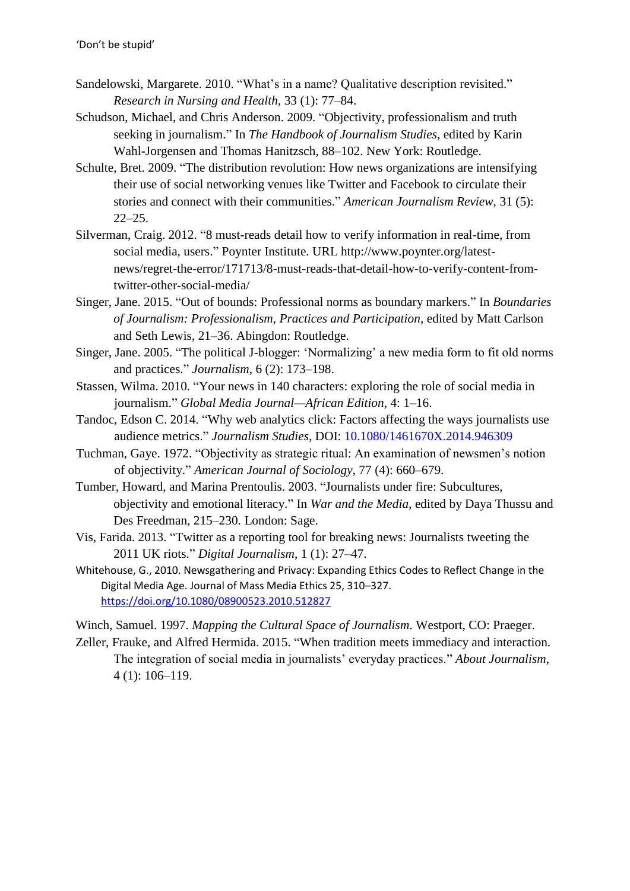Sandelowski, Margarete. 2010. "What's in a name? Qualitative description revisited." *Research in Nursing and Health*, 33 (1): 77–84.

Schudson, Michael, and Chris Anderson. 2009. "Objectivity, professionalism and truth seeking in journalism." In *The Handbook of Journalism Studies*, edited by Karin Wahl-Jorgensen and Thomas Hanitzsch, 88–102. New York: Routledge.

Schulte, Bret. 2009. "The distribution revolution: How news organizations are intensifying their use of social networking venues like Twitter and Facebook to circulate their stories and connect with their communities." *American Journalism Review*, 31 (5): 22–25.

Silverman, Craig. 2012. "8 must-reads detail how to verify information in real-time, from social media, users." Poynter Institute. URL http://www.poynter.org/latest-news/regret-the-error/171713/8-must-reads-that-detail-how-to-verify-content-from-twitter-other-social-media/

Singer, Jane. 2015. "Out of bounds: Professional norms as boundary markers." In *Boundaries of Journalism: Professionalism, Practices and Participation*, edited by Matt Carlson and Seth Lewis, 21–36. Abingdon: Routledge.

Singer, Jane. 2005. "The political J-blogger: 'Normalizing' a new media form to fit old norms and practices." *Journalism*, 6 (2): 173–198.

Stassen, Wilma. 2010. "Your news in 140 characters: exploring the role of social media in journalism." *Global Media Journal—African Edition*, 4: 1–16.

Tandoc, Edson C. 2014. "Why web analytics click: Factors affecting the ways journalists use audience metrics." *Journalism Studies*, DOI: 10.1080/1461670X.2014.946309

Tuchman, Gaye. 1972. "Objectivity as strategic ritual: An examination of newsmen's notion of objectivity." *American Journal of Sociology*, 77 (4): 660–679.

Tumber, Howard, and Marina Prentoulis. 2003. "Journalists under fire: Subcultures, objectivity and emotional literacy." In *War and the Media*, edited by Daya Thussu and Des Freedman, 215–230. London: Sage.

Vis, Farida. 2013. "Twitter as a reporting tool for breaking news: Journalists tweeting the 2011 UK riots." *Digital Journalism*, 1 (1): 27–47.

Whitehouse, G., 2010. Newsgathering and Privacy: Expanding Ethics Codes to Reflect Change in the Digital Media Age. Journal of Mass Media Ethics 25, 310–327. https://doi.org/10.1080/08900523.2010.512827

Winch, Samuel. 1997. *Mapping the Cultural Space of Journalism*. Westport, CO: Praeger.

Zeller, Frauke, and Alfred Hermida. 2015. "When tradition meets immediacy and interaction. The integration of social media in journalists' everyday practices." *About Journalism*, 4 (1): 106–119.